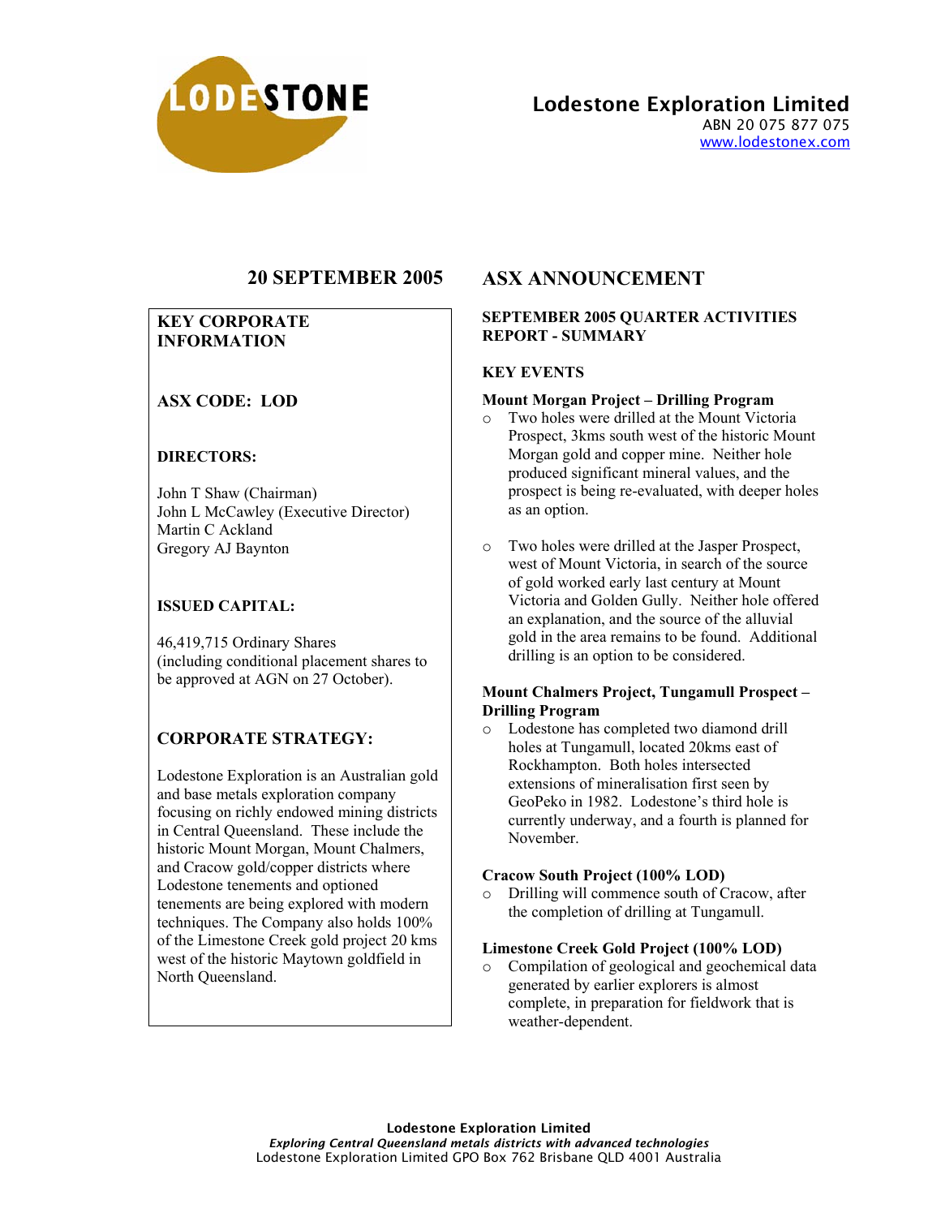# Lodestone Exploration Limited

ABN 20 075 877 075
www.lodestonex.com

**20 SEPTEMBER 2005**

## KEY CORPORATE INFORMATION

**ASX CODE: LOD**

**DIRECTORS:**

John T Shaw (Chairman)
John L McCawley (Executive Director)
Martin C Ackland
Gregory AJ Baynton

**ISSUED CAPITAL:**

46,419,715 Ordinary Shares (including conditional placement shares to be approved at AGN on 27 October).

**CORPORATE STRATEGY:**

Lodestone Exploration is an Australian gold and base metals exploration company focusing on richly endowed mining districts in Central Queensland. These include the historic Mount Morgan, Mount Chalmers, and Cracow gold/copper districts where Lodestone tenements and optioned tenements are being explored with modern techniques. The Company also holds 100% of the Limestone Creek gold project 20 kms west of the historic Maytown goldfield in North Queensland.

## ASX ANNOUNCEMENT

### SEPTEMBER 2005 QUARTER ACTIVITIES REPORT - SUMMARY

### KEY EVENTS

**Mount Morgan Project – Drilling Program**

- Two holes were drilled at the Mount Victoria Prospect, 3kms south west of the historic Mount Morgan gold and copper mine. Neither hole produced significant mineral values, and the prospect is being re-evaluated, with deeper holes as an option.
- Two holes were drilled at the Jasper Prospect, west of Mount Victoria, in search of the source of gold worked early last century at Mount Victoria and Golden Gully. Neither hole offered an explanation, and the source of the alluvial gold in the area remains to be found. Additional drilling is an option to be considered.

**Mount Chalmers Project, Tungamull Prospect – Drilling Program**

- Lodestone has completed two diamond drill holes at Tungamull, located 20kms east of Rockhampton. Both holes intersected extensions of mineralisation first seen by GeoPeko in 1982. Lodestone's third hole is currently underway, and a fourth is planned for November.

**Cracow South Project (100% LOD)**

- Drilling will commence south of Cracow, after the completion of drilling at Tungamull.

**Limestone Creek Gold Project (100% LOD)**

- Compilation of geological and geochemical data generated by earlier explorers is almost complete, in preparation for fieldwork that is weather-dependent.

**Lodestone Exploration Limited**
*Exploring Central Queensland metals districts with advanced technologies*
Lodestone Exploration Limited GPO Box 762 Brisbane QLD 4001 Australia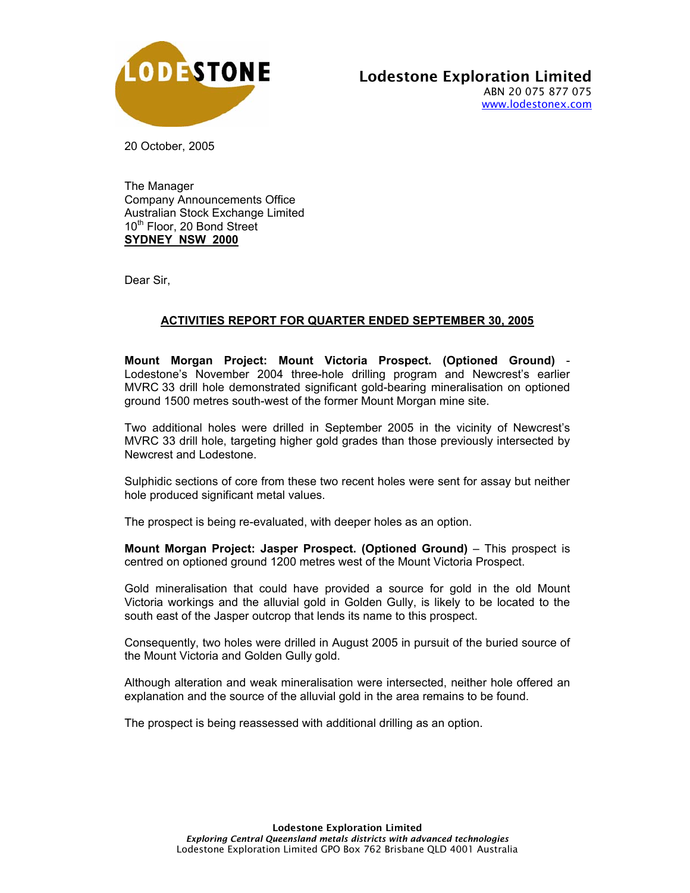LODESTONE

**Lodestone Exploration Limited**
ABN 20 075 877 075
www.lodestonex.com

20 October, 2005

The Manager
Company Announcements Office
Australian Stock Exchange Limited
10th Floor, 20 Bond Street
**SYDNEY NSW 2000**

Dear Sir,

## ACTIVITIES REPORT FOR QUARTER ENDED SEPTEMBER 30, 2005

**Mount Morgan Project: Mount Victoria Prospect. (Optioned Ground)** - Lodestone's November 2004 three-hole drilling program and Newcrest's earlier MVRC 33 drill hole demonstrated significant gold-bearing mineralisation on optioned ground 1500 metres south-west of the former Mount Morgan mine site.

Two additional holes were drilled in September 2005 in the vicinity of Newcrest's MVRC 33 drill hole, targeting higher gold grades than those previously intersected by Newcrest and Lodestone.

Sulphidic sections of core from these two recent holes were sent for assay but neither hole produced significant metal values.

The prospect is being re-evaluated, with deeper holes as an option.

**Mount Morgan Project: Jasper Prospect. (Optioned Ground)** – This prospect is centred on optioned ground 1200 metres west of the Mount Victoria Prospect.

Gold mineralisation that could have provided a source for gold in the old Mount Victoria workings and the alluvial gold in Golden Gully, is likely to be located to the south east of the Jasper outcrop that lends its name to this prospect.

Consequently, two holes were drilled in August 2005 in pursuit of the buried source of the Mount Victoria and Golden Gully gold.

Although alteration and weak mineralisation were intersected, neither hole offered an explanation and the source of the alluvial gold in the area remains to be found.

The prospect is being reassessed with additional drilling as an option.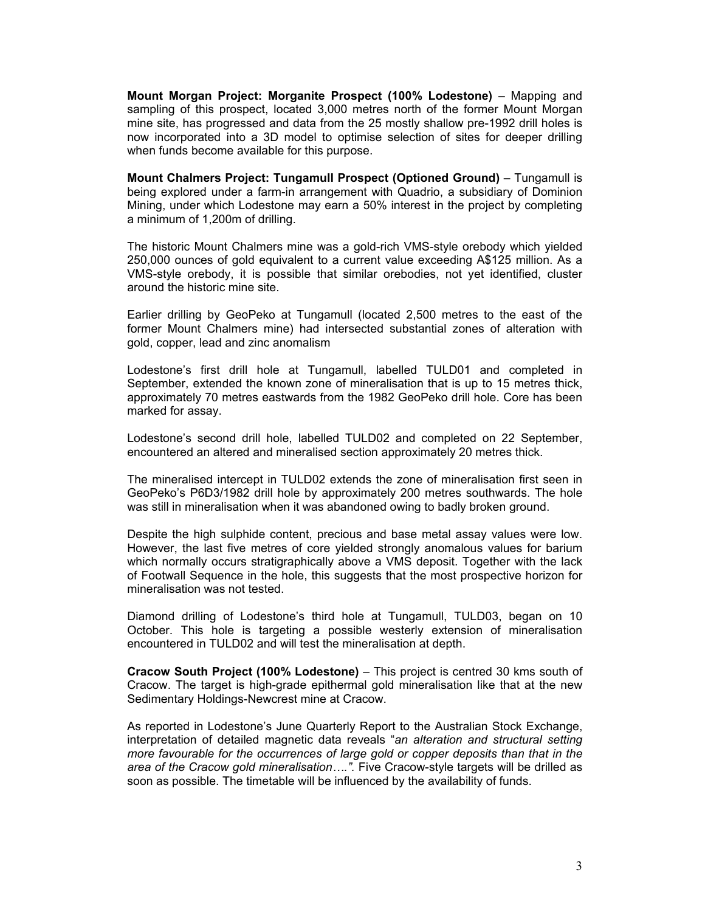**Mount Morgan Project: Morganite Prospect (100% Lodestone)** – Mapping and sampling of this prospect, located 3,000 metres north of the former Mount Morgan mine site, has progressed and data from the 25 mostly shallow pre-1992 drill holes is now incorporated into a 3D model to optimise selection of sites for deeper drilling when funds become available for this purpose.

**Mount Chalmers Project: Tungamull Prospect (Optioned Ground)** – Tungamull is being explored under a farm-in arrangement with Quadrio, a subsidiary of Dominion Mining, under which Lodestone may earn a 50% interest in the project by completing a minimum of 1,200m of drilling.

The historic Mount Chalmers mine was a gold-rich VMS-style orebody which yielded 250,000 ounces of gold equivalent to a current value exceeding A$125 million. As a VMS-style orebody, it is possible that similar orebodies, not yet identified, cluster around the historic mine site.

Earlier drilling by GeoPeko at Tungamull (located 2,500 metres to the east of the former Mount Chalmers mine) had intersected substantial zones of alteration with gold, copper, lead and zinc anomalism

Lodestone's first drill hole at Tungamull, labelled TULD01 and completed in September, extended the known zone of mineralisation that is up to 15 metres thick, approximately 70 metres eastwards from the 1982 GeoPeko drill hole. Core has been marked for assay.

Lodestone's second drill hole, labelled TULD02 and completed on 22 September, encountered an altered and mineralised section approximately 20 metres thick.

The mineralised intercept in TULD02 extends the zone of mineralisation first seen in GeoPeko's P6D3/1982 drill hole by approximately 200 metres southwards. The hole was still in mineralisation when it was abandoned owing to badly broken ground.

Despite the high sulphide content, precious and base metal assay values were low. However, the last five metres of core yielded strongly anomalous values for barium which normally occurs stratigraphically above a VMS deposit. Together with the lack of Footwall Sequence in the hole, this suggests that the most prospective horizon for mineralisation was not tested.

Diamond drilling of Lodestone's third hole at Tungamull, TULD03, began on 10 October. This hole is targeting a possible westerly extension of mineralisation encountered in TULD02 and will test the mineralisation at depth.

**Cracow South Project (100% Lodestone)** – This project is centred 30 kms south of Cracow. The target is high-grade epithermal gold mineralisation like that at the new Sedimentary Holdings-Newcrest mine at Cracow.

As reported in Lodestone's June Quarterly Report to the Australian Stock Exchange, interpretation of detailed magnetic data reveals "*an alteration and structural setting more favourable for the occurrences of large gold or copper deposits than that in the area of the Cracow gold mineralisation….".* Five Cracow-style targets will be drilled as soon as possible. The timetable will be influenced by the availability of funds.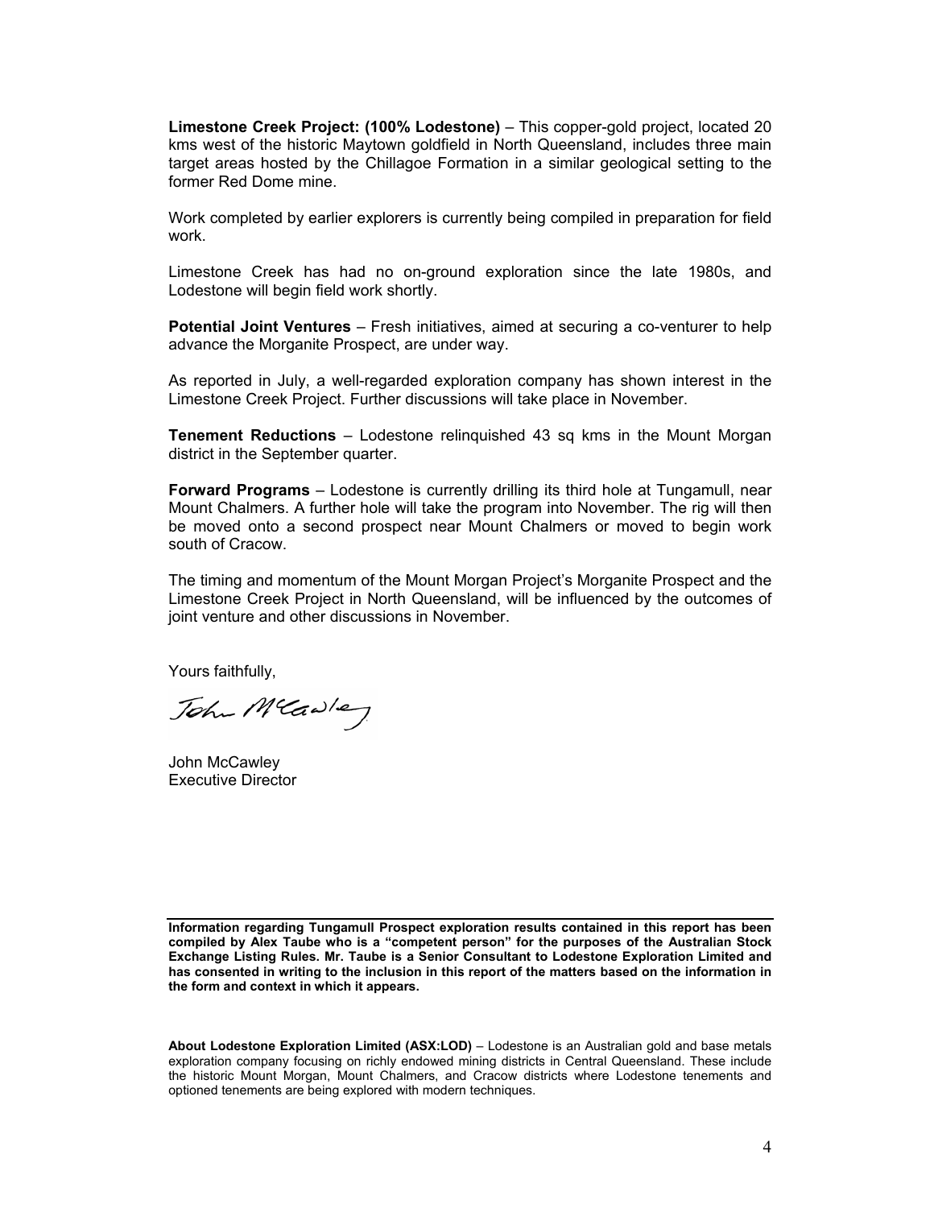**Limestone Creek Project: (100% Lodestone)** – This copper-gold project, located 20 kms west of the historic Maytown goldfield in North Queensland, includes three main target areas hosted by the Chillagoe Formation in a similar geological setting to the former Red Dome mine.

Work completed by earlier explorers is currently being compiled in preparation for field work.

Limestone Creek has had no on-ground exploration since the late 1980s, and Lodestone will begin field work shortly.

**Potential Joint Ventures** – Fresh initiatives, aimed at securing a co-venturer to help advance the Morganite Prospect, are under way.

As reported in July, a well-regarded exploration company has shown interest in the Limestone Creek Project. Further discussions will take place in November.

**Tenement Reductions** – Lodestone relinquished 43 sq kms in the Mount Morgan district in the September quarter.

**Forward Programs** – Lodestone is currently drilling its third hole at Tungamull, near Mount Chalmers. A further hole will take the program into November. The rig will then be moved onto a second prospect near Mount Chalmers or moved to begin work south of Cracow.

The timing and momentum of the Mount Morgan Project's Morganite Prospect and the Limestone Creek Project in North Queensland, will be influenced by the outcomes of joint venture and other discussions in November.

Yours faithfully,

John McCawley

John McCawley
Executive Director

---

**Information regarding Tungamull Prospect exploration results contained in this report has been compiled by Alex Taube who is a "competent person" for the purposes of the Australian Stock Exchange Listing Rules. Mr. Taube is a Senior Consultant to Lodestone Exploration Limited and has consented in writing to the inclusion in this report of the matters based on the information in the form and context in which it appears.**

**About Lodestone Exploration Limited (ASX:LOD)** – Lodestone is an Australian gold and base metals exploration company focusing on richly endowed mining districts in Central Queensland. These include the historic Mount Morgan, Mount Chalmers, and Cracow districts where Lodestone tenements and optioned tenements are being explored with modern techniques.